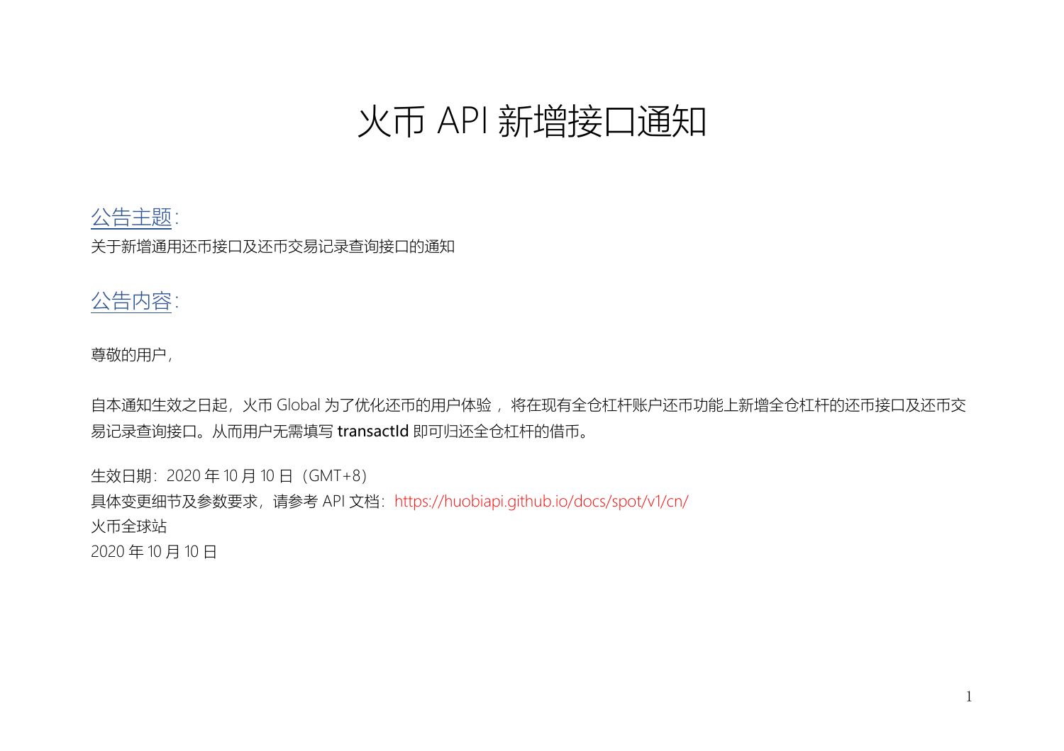# 火币 API 新增接口通知

## 公告主题:

关于新增通用还币接口及还币交易记录查询接口的通知

## 公告内容:

尊敬的用户,

自本通知生效之日起，火币 Global 为了优化还币的用户体验， 将在现有全仓杠杆账户还币功能上新增全仓杠杆的还币接口及还币交易记录查询接口。从而用户无需填写 **transactId** 即可归还全仓杠杆的借币。

生效日期：2020 年 10 月 10 日（GMT+8）
具体变更细节及参数要求，请参考 API 文档：https://huobiapi.github.io/docs/spot/v1/cn/
火币全球站
2020 年 10 月 10 日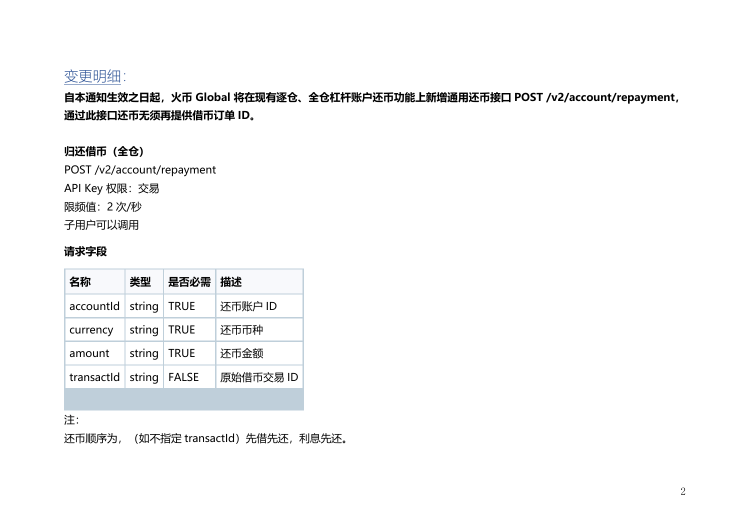## 变更明细:

**自本通知生效之日起，火币 Global 将在现有逐仓、全仓杠杆账户还币功能上新增通用还币接口 POST /v2/account/repayment，通过此接口还币无须再提供借币订单 ID。**

**归还借币（全仓）**

POST /v2/account/repayment

API Key 权限：交易

限频值：2 次/秒

子用户可以调用

**请求字段**

| 名称 | 类型 | 是否必需 | 描述 |
|---|---|---|---|
| accountId | string | TRUE | 还币账户 ID |
| currency | string | TRUE | 还币币种 |
| amount | string | TRUE | 还币金额 |
| transactId | string | FALSE | 原始借币交易 ID |

注:

还币顺序为，（如不指定 transactId）先借先还，利息先还。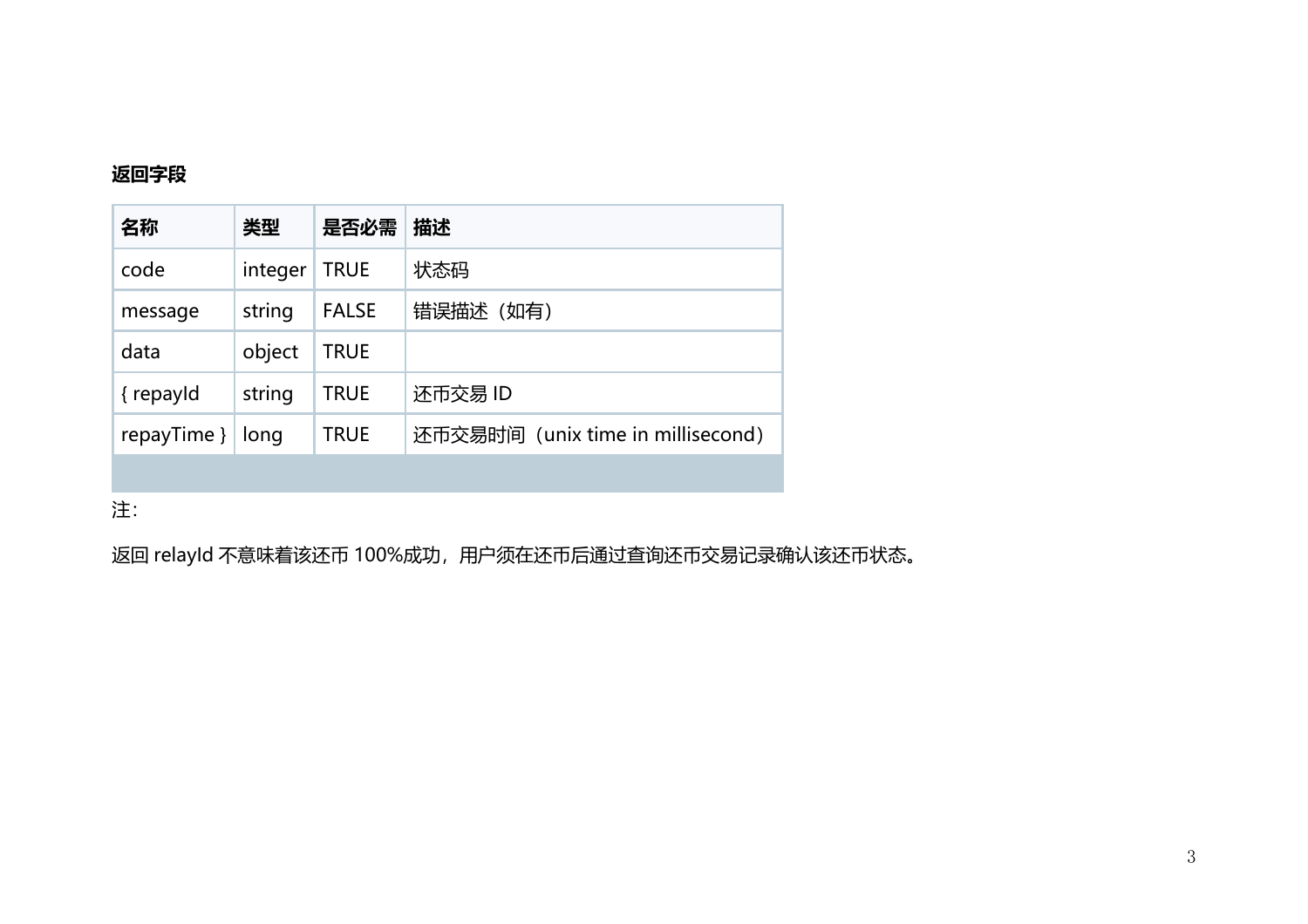**返回字段**

| 名称 | 类型 | 是否必需 | 描述 |
| --- | --- | --- | --- |
| code | integer | TRUE | 状态码 |
| message | string | FALSE | 错误描述（如有） |
| data | object | TRUE | |
| { repayId | string | TRUE | 还币交易 ID |
| repayTime } | long | TRUE | 还币交易时间（unix time in millisecond） |

注:

返回 relayId 不意味着该还币 100%成功，用户须在还币后通过查询还币交易记录确认该还币状态。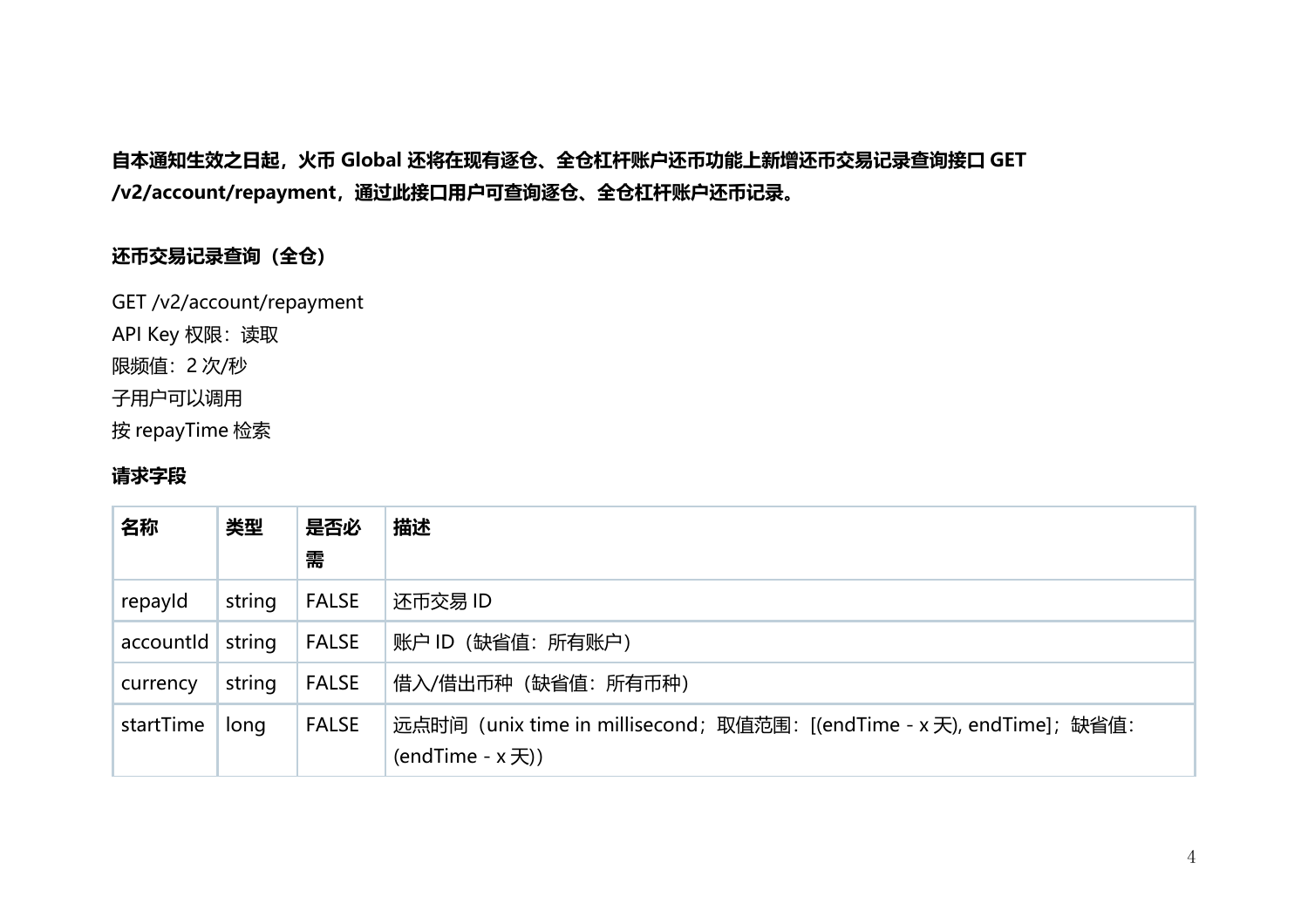**自本通知生效之日起，火币 Global 还将在现有逐仓、全仓杠杆账户还币功能上新增还币交易记录查询接口 GET /v2/account/repayment，通过此接口用户可查询逐仓、全仓杠杆账户还币记录。**

**还币交易记录查询（全仓）**

GET /v2/account/repayment
API Key 权限：读取
限频值：2 次/秒
子用户可以调用
按 repayTime 检索

**请求字段**

| 名称 | 类型 | 是否必需 | 描述 |
| --- | --- | --- | --- |
| repayId | string | FALSE | 还币交易 ID |
| accountId | string | FALSE | 账户 ID（缺省值：所有账户） |
| currency | string | FALSE | 借入/借出币种（缺省值：所有币种） |
| startTime | long | FALSE | 远点时间（unix time in millisecond；取值范围：[(endTime - x 天), endTime]；缺省值：(endTime - x 天)） |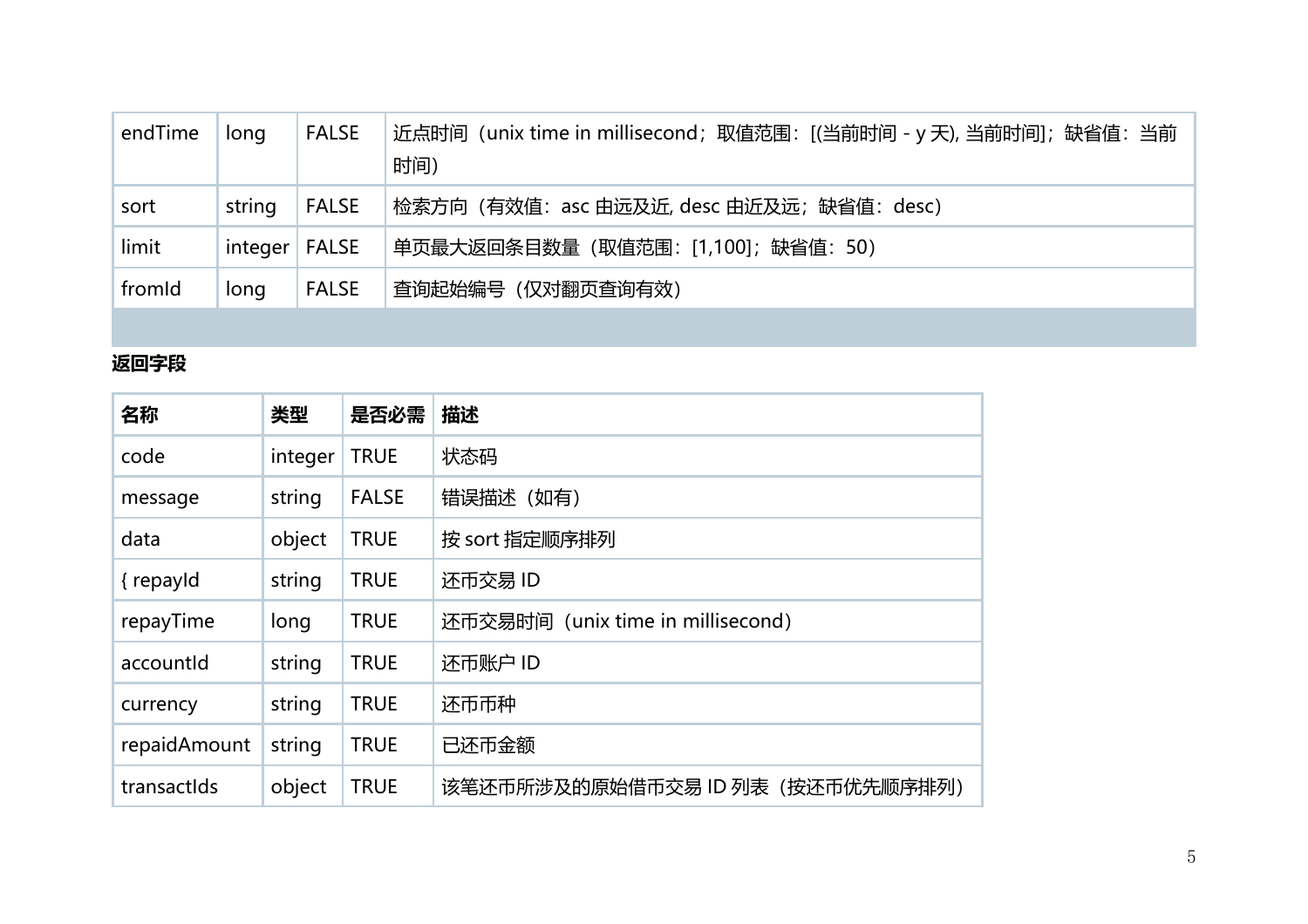| | | | |
|---|---|---|---|
| endTime | long | FALSE | 近点时间（unix time in millisecond；取值范围：[(当前时间 - y 天), 当前时间]；缺省值：当前时间） |
| sort | string | FALSE | 检索方向（有效值：asc 由远及近, desc 由近及远；缺省值：desc） |
| limit | integer | FALSE | 单页最大返回条目数量（取值范围：[1,100]；缺省值：50） |
| fromId | long | FALSE | 查询起始编号（仅对翻页查询有效） |

**返回字段**

| 名称 | 类型 | 是否必需 | 描述 |
|---|---|---|---|
| code | integer | TRUE | 状态码 |
| message | string | FALSE | 错误描述（如有） |
| data | object | TRUE | 按 sort 指定顺序排列 |
| { repayId | string | TRUE | 还币交易 ID |
| repayTime | long | TRUE | 还币交易时间（unix time in millisecond） |
| accountId | string | TRUE | 还币账户 ID |
| currency | string | TRUE | 还币币种 |
| repaidAmount | string | TRUE | 已还币金额 |
| transactIds | object | TRUE | 该笔还币所涉及的原始借币交易 ID 列表（按还币优先顺序排列） |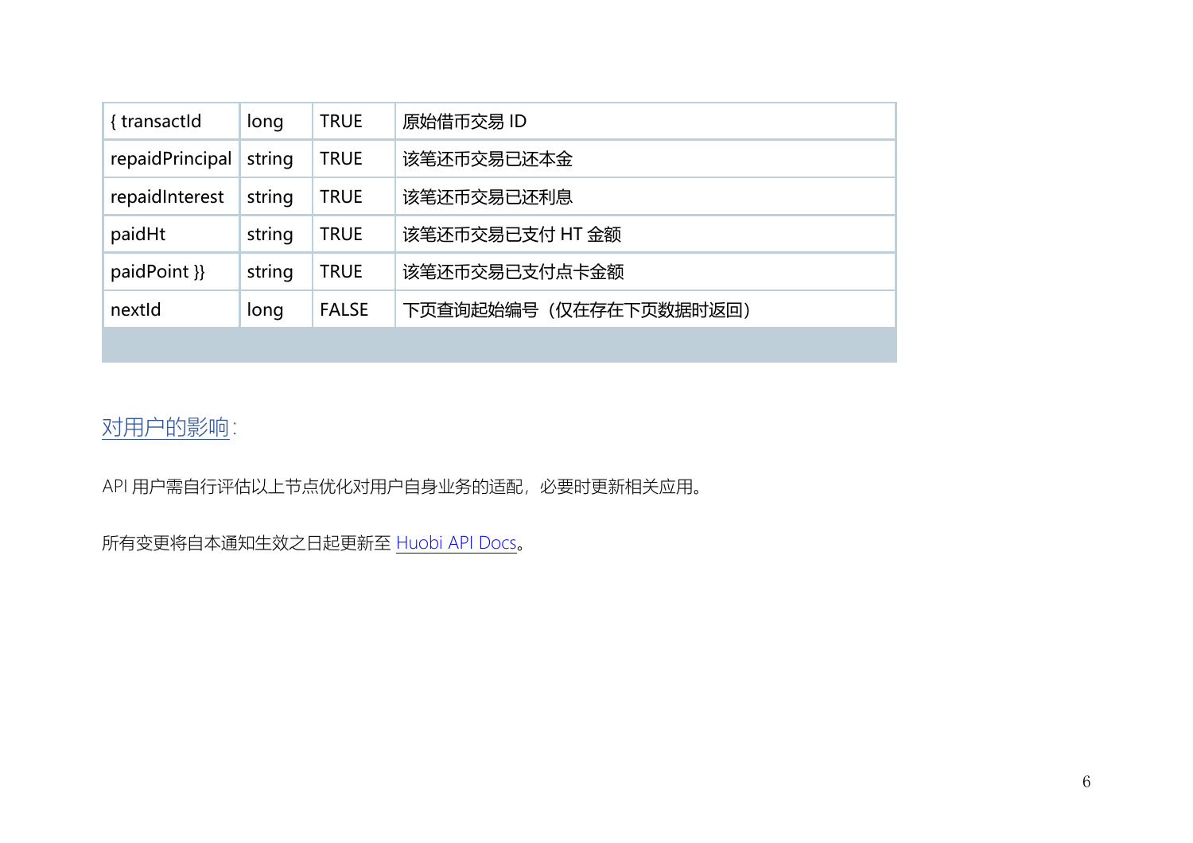| | | | |
|---|---|---|---|
| { transactId | long | TRUE | 原始借币交易 ID |
| repaidPrincipal | string | TRUE | 该笔还币交易已还本金 |
| repaidInterest | string | TRUE | 该笔还币交易已还利息 |
| paidHt | string | TRUE | 该笔还币交易已支付 HT 金额 |
| paidPoint }} | string | TRUE | 该笔还币交易已支付点卡金额 |
| nextId | long | FALSE | 下页查询起始编号（仅在存在下页数据时返回） |

## 对用户的影响:

API 用户需自行评估以上节点优化对用户自身业务的适配，必要时更新相关应用。

所有变更将自本通知生效之日起更新至 Huobi API Docs。